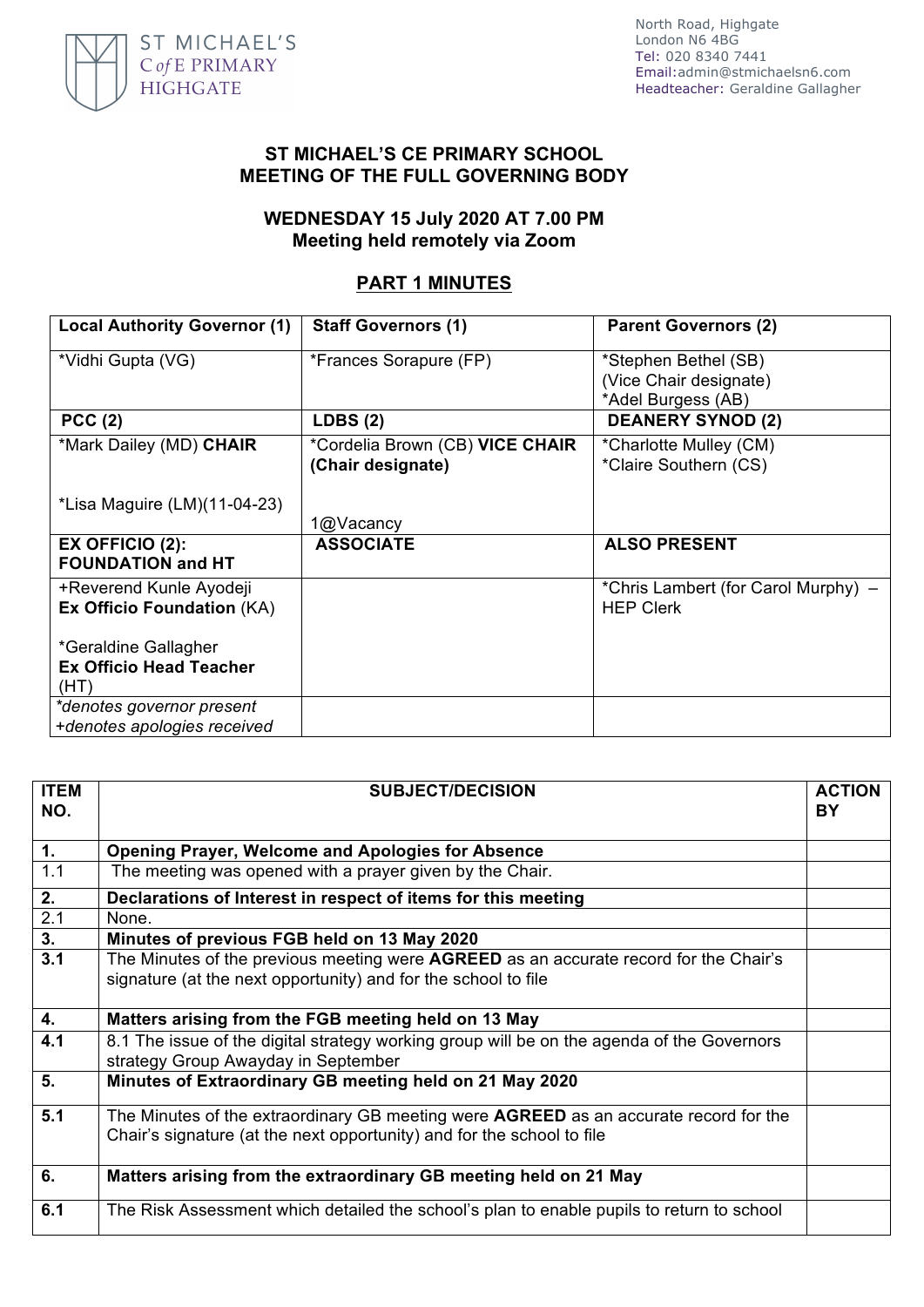ST MICHAEL'S
C of E PRIMARY
HIGHGATE

North Road, Highgate
London N6 4BG
Tel: 020 8340 7441
Email:admin@stmichaelsn6.com
Headteacher: Geraldine Gallagher

# ST MICHAEL'S CE PRIMARY SCHOOL
# MEETING OF THE FULL GOVERNING BODY

## WEDNESDAY 15 July 2020 AT 7.00 PM
## Meeting held remotely via Zoom

## PART 1 MINUTES

| Local Authority Governor (1) | Staff Governors (1) | Parent Governors (2) |
|---|---|---|
| *Vidhi Gupta (VG) | *Frances Sorapure (FP) | *Stephen Bethel (SB) (Vice Chair designate)<br>*Adel Burgess (AB) |
| **PCC (2)** | **LDBS (2)** | **DEANERY SYNOD (2)** |
| *Mark Dailey (MD) **CHAIR**<br><br>*Lisa Maguire (LM)(11-04-23) | *Cordelia Brown (CB) **VICE CHAIR (Chair designate)**<br><br>1@Vacancy | *Charlotte Mulley (CM)<br>*Claire Southern (CS) |
| **EX OFFICIO (2): FOUNDATION and HT** | **ASSOCIATE** | **ALSO PRESENT** |
| +Reverend Kunle Ayodeji **Ex Officio Foundation** (KA)<br><br>*Geraldine Gallagher **Ex Officio Head Teacher** (HT) | | *Chris Lambert (for Carol Murphy) – HEP Clerk |
| *\*denotes governor present*<br>*+denotes apologies received* | | |

| ITEM NO. | SUBJECT/DECISION | ACTION BY |
|---|---|---|
| **1.** | **Opening Prayer, Welcome and Apologies for Absence** | |
| 1.1 | The meeting was opened with a prayer given by the Chair. | |
| **2.** | **Declarations of Interest in respect of items for this meeting** | |
| 2.1 | None. | |
| **3.** | **Minutes of previous FGB held on 13 May 2020** | |
| **3.1** | The Minutes of the previous meeting were **AGREED** as an accurate record for the Chair's signature (at the next opportunity) and for the school to file | |
| **4.** | **Matters arising from the FGB meeting held on 13 May** | |
| **4.1** | 8.1 The issue of the digital strategy working group will be on the agenda of the Governors strategy Group Awayday in September | |
| **5.** | **Minutes of Extraordinary GB meeting held on 21 May 2020** | |
| **5.1** | The Minutes of the extraordinary GB meeting were **AGREED** as an accurate record for the Chair's signature (at the next opportunity) and for the school to file | |
| **6.** | **Matters arising from the extraordinary GB meeting held on 21 May** | |
| **6.1** | The Risk Assessment which detailed the school's plan to enable pupils to return to school | |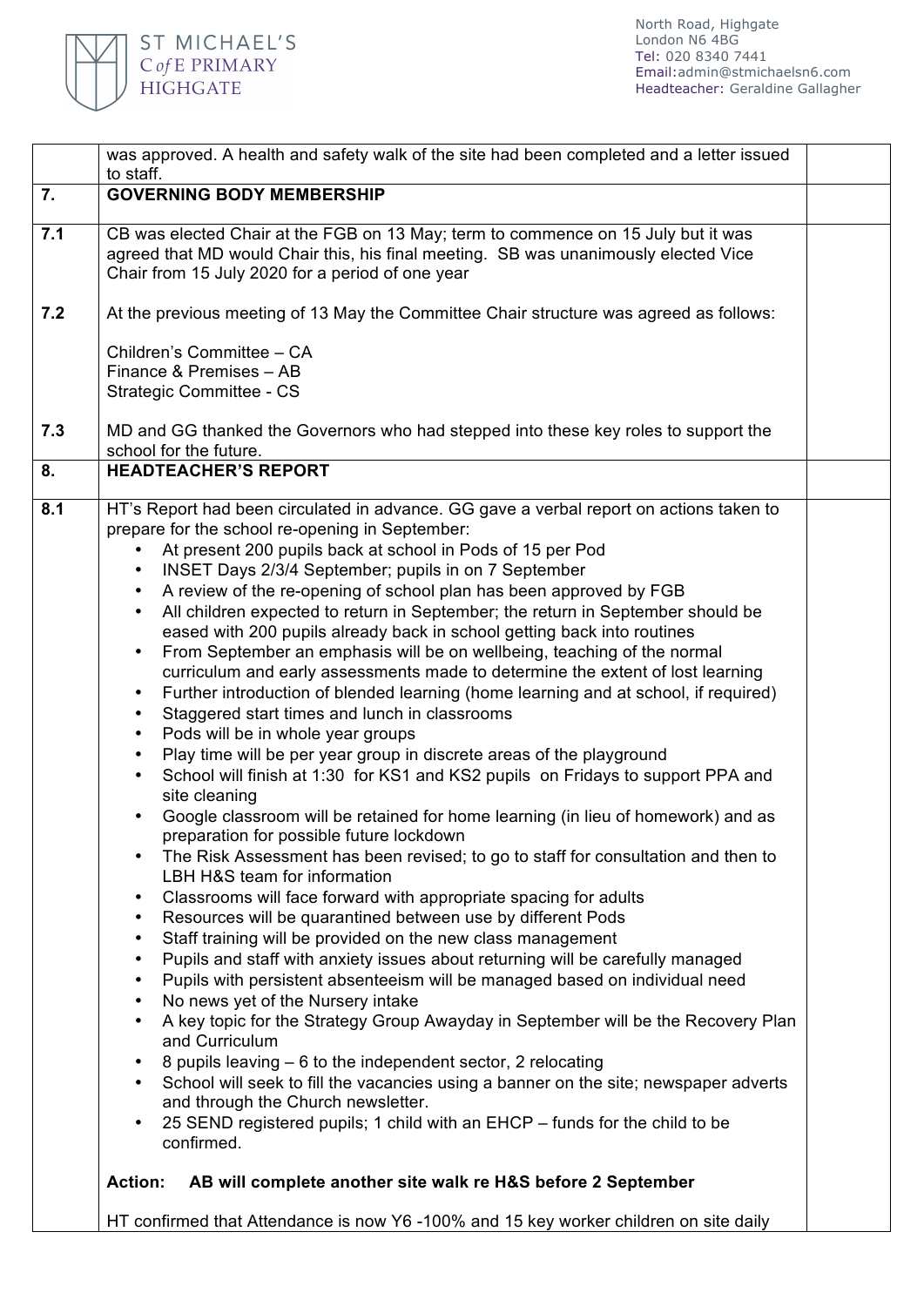| | | |
|---|---|---|
| | was approved. A health and safety walk of the site had been completed and a letter issued to staff. | |
| **7.** | **GOVERNING BODY MEMBERSHIP** | |
| **7.1** | CB was elected Chair at the FGB on 13 May; term to commence on 15 July but it was agreed that MD would Chair this, his final meeting. SB was unanimously elected Vice Chair from 15 July 2020 for a period of one year | |
| **7.2** | At the previous meeting of 13 May the Committee Chair structure was agreed as follows:<br><br>Children's Committee – CA<br>Finance & Premises – AB<br>Strategic Committee - CS | |
| **7.3** | MD and GG thanked the Governors who had stepped into these key roles to support the school for the future. | |
| **8.** | **HEADTEACHER'S REPORT** | |
| **8.1** | HT's Report had been circulated in advance. GG gave a verbal report on actions taken to prepare for the school re-opening in September:<br>• At present 200 pupils back at school in Pods of 15 per Pod<br>• INSET Days 2/3/4 September; pupils in on 7 September<br>• A review of the re-opening of school plan has been approved by FGB<br>• All children expected to return in September; the return in September should be eased with 200 pupils already back in school getting back into routines<br>• From September an emphasis will be on wellbeing, teaching of the normal curriculum and early assessments made to determine the extent of lost learning<br>• Further introduction of blended learning (home learning and at school, if required)<br>• Staggered start times and lunch in classrooms<br>• Pods will be in whole year groups<br>• Play time will be per year group in discrete areas of the playground<br>• School will finish at 1:30 for KS1 and KS2 pupils on Fridays to support PPA and site cleaning<br>• Google classroom will be retained for home learning (in lieu of homework) and as preparation for possible future lockdown<br>• The Risk Assessment has been revised; to go to staff for consultation and then to LBH H&S team for information<br>• Classrooms will face forward with appropriate spacing for adults<br>• Resources will be quarantined between use by different Pods<br>• Staff training will be provided on the new class management<br>• Pupils and staff with anxiety issues about returning will be carefully managed<br>• Pupils with persistent absenteeism will be managed based on individual need<br>• No news yet of the Nursery intake<br>• A key topic for the Strategy Group Awayday in September will be the Recovery Plan and Curriculum<br>• 8 pupils leaving – 6 to the independent sector, 2 relocating<br>• School will seek to fill the vacancies using a banner on the site; newspaper adverts and through the Church newsletter.<br>• 25 SEND registered pupils; 1 child with an EHCP – funds for the child to be confirmed.<br><br>**Action: AB will complete another site walk re H&S before 2 September**<br><br>HT confirmed that Attendance is now Y6 -100% and 15 key worker children on site daily | |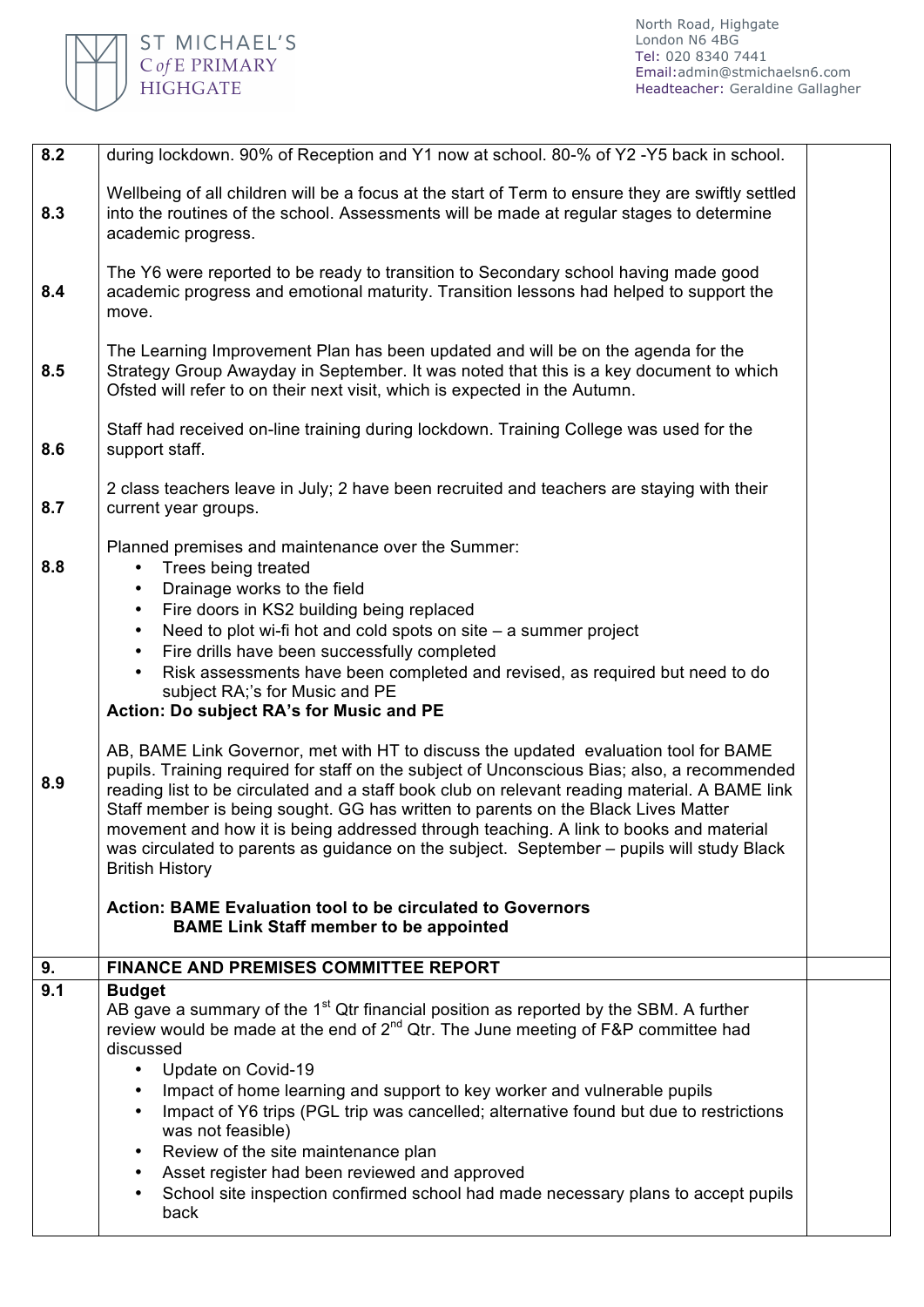| | | |
|---|---|---|
| 8.2 | during lockdown. 90% of Reception and Y1 now at school. 80-% of Y2 -Y5 back in school. | |
| 8.3 | Wellbeing of all children will be a focus at the start of Term to ensure they are swiftly settled into the routines of the school. Assessments will be made at regular stages to determine academic progress. | |
| 8.4 | The Y6 were reported to be ready to transition to Secondary school having made good academic progress and emotional maturity. Transition lessons had helped to support the move. | |
| 8.5 | The Learning Improvement Plan has been updated and will be on the agenda for the Strategy Group Awayday in September. It was noted that this is a key document to which Ofsted will refer to on their next visit, which is expected in the Autumn. | |
| 8.6 | Staff had received on-line training during lockdown. Training College was used for the support staff. | |
| 8.7 | 2 class teachers leave in July; 2 have been recruited and teachers are staying with their current year groups. | |
| 8.8 | Planned premises and maintenance over the Summer:<br>• Trees being treated<br>• Drainage works to the field<br>• Fire doors in KS2 building being replaced<br>• Need to plot wi-fi hot and cold spots on site – a summer project<br>• Fire drills have been successfully completed<br>• Risk assessments have been completed and revised, as required but need to do subject RA;'s for Music and PE<br>**Action: Do subject RA's for Music and PE** | |
| 8.9 | AB, BAME Link Governor, met with HT to discuss the updated evaluation tool for BAME pupils. Training required for staff on the subject of Unconscious Bias; also, a recommended reading list to be circulated and a staff book club on relevant reading material. A BAME link Staff member is being sought. GG has written to parents on the Black Lives Matter movement and how it is being addressed through teaching. A link to books and material was circulated to parents as guidance on the subject. September – pupils will study Black British History<br><br>**Action: BAME Evaluation tool to be circulated to Governors**<br>**BAME Link Staff member to be appointed** | |
| **9.** | **FINANCE AND PREMISES COMMITTEE REPORT** | |
| 9.1 | **Budget**<br>AB gave a summary of the 1st Qtr financial position as reported by the SBM. A further review would be made at the end of 2nd Qtr. The June meeting of F&P committee had discussed<br>• Update on Covid-19<br>• Impact of home learning and support to key worker and vulnerable pupils<br>• Impact of Y6 trips (PGL trip was cancelled; alternative found but due to restrictions was not feasible)<br>• Review of the site maintenance plan<br>• Asset register had been reviewed and approved<br>• School site inspection confirmed school had made necessary plans to accept pupils back | |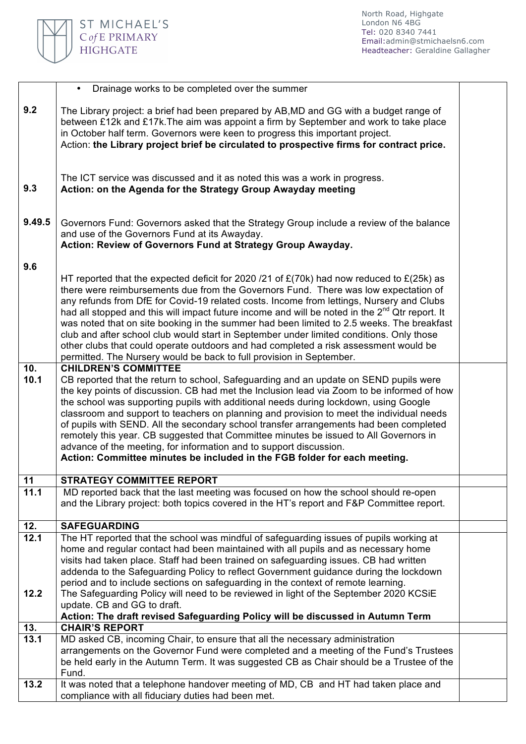| | | |
|---|---|---|
| | • Drainage works to be completed over the summer | |
| **9.2** | The Library project: a brief had been prepared by AB,MD and GG with a budget range of between £12k and £17k.The aim was appoint a firm by September and work to take place in October half term. Governors were keen to progress this important project.<br>Action: **the Library project brief be circulated to prospective firms for contract price.** | |
| **9.3** | The ICT service was discussed and it as noted this was a work in progress.<br>**Action: on the Agenda for the Strategy Group Awayday meeting** | |
| **9.49.5** | Governors Fund: Governors asked that the Strategy Group include a review of the balance and use of the Governors Fund at its Awayday.<br>**Action: Review of Governors Fund at Strategy Group Awayday.** | |
| **9.6** | HT reported that the expected deficit for 2020 /21 of £(70k) had now reduced to £(25k) as there were reimbursements due from the Governors Fund. There was low expectation of any refunds from DfE for Covid-19 related costs. Income from lettings, Nursery and Clubs had all stopped and this will impact future income and will be noted in the 2nd Qtr report. It was noted that on site booking in the summer had been limited to 2.5 weeks. The breakfast club and after school club would start in September under limited conditions. Only those other clubs that could operate outdoors and had completed a risk assessment would be permitted. The Nursery would be back to full provision in September. | |
| **10.**<br>**10.1** | **CHILDREN'S COMMITTEE**<br>CB reported that the return to school, Safeguarding and an update on SEND pupils were the key points of discussion. CB had met the Inclusion lead via Zoom to be informed of how the school was supporting pupils with additional needs during lockdown, using Google classroom and support to teachers on planning and provision to meet the individual needs of pupils with SEND. All the secondary school transfer arrangements had been completed remotely this year. CB suggested that Committee minutes be issued to All Governors in advance of the meeting, for information and to support discussion.<br>**Action: Committee minutes be included in the FGB folder for each meeting.** | |
| **11** | **STRATEGY COMMITTEE REPORT** | |
| **11.1** | MD reported back that the last meeting was focused on how the school should re-open and the Library project: both topics covered in the HT's report and F&P Committee report. | |
| **12.** | **SAFEGUARDING** | |
| **12.1**<br><br><br><br>**12.2** | The HT reported that the school was mindful of safeguarding issues of pupils working at home and regular contact had been maintained with all pupils and as necessary home visits had taken place. Staff had been trained on safeguarding issues. CB had written addenda to the Safeguarding Policy to reflect Government guidance during the lockdown period and to include sections on safeguarding in the context of remote learning.<br>The Safeguarding Policy will need to be reviewed in light of the September 2020 KCSiE update. CB and GG to draft.<br>**Action: The draft revised Safeguarding Policy will be discussed in Autumn Term** | |
| **13.** | **CHAIR'S REPORT** | |
| **13.1** | MD asked CB, incoming Chair, to ensure that all the necessary administration arrangements on the Governor Fund were completed and a meeting of the Fund's Trustees be held early in the Autumn Term. It was suggested CB as Chair should be a Trustee of the Fund. | |
| **13.2** | It was noted that a telephone handover meeting of MD, CB and HT had taken place and compliance with all fiduciary duties had been met. | |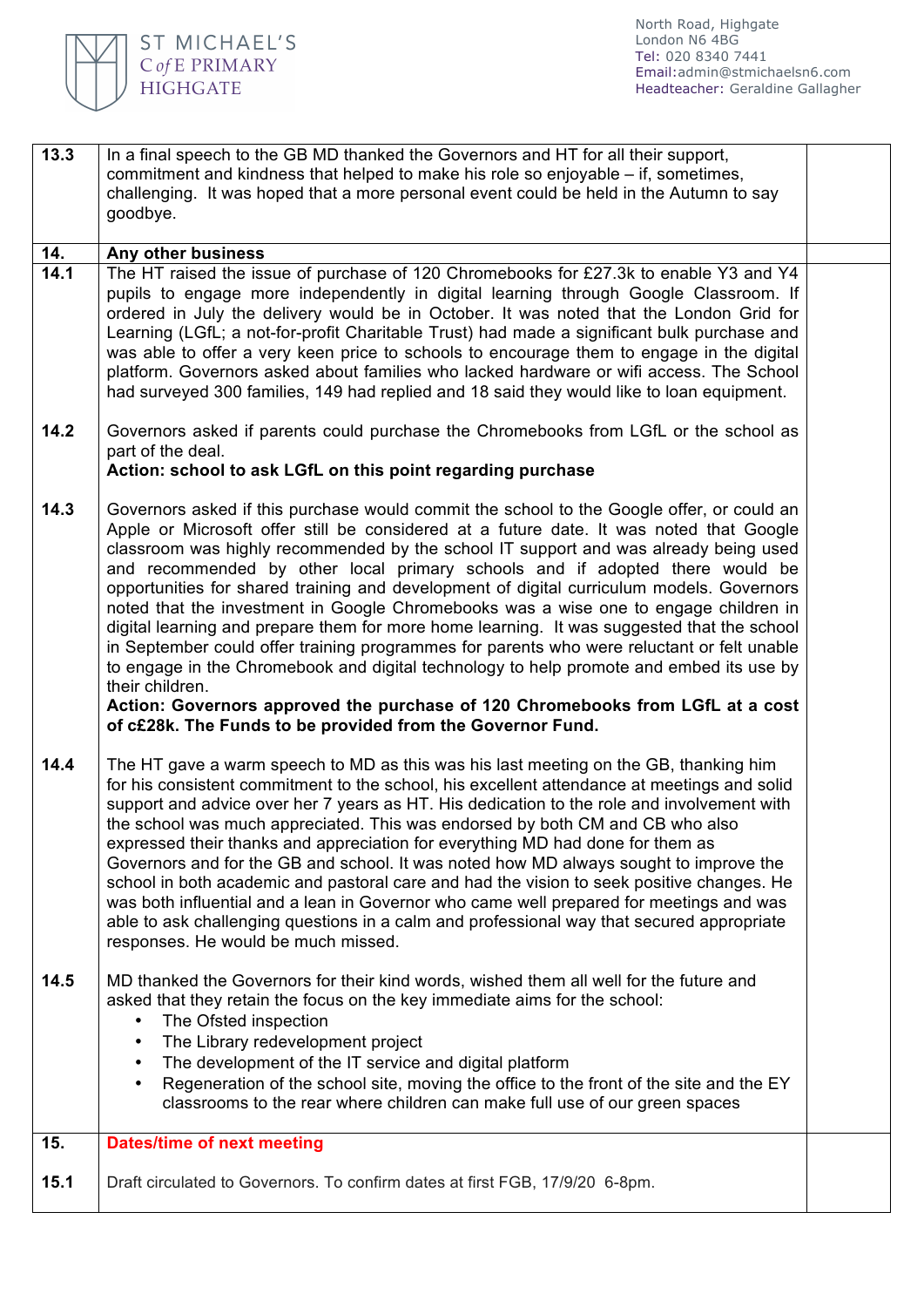| | | |
|---|---|---|
| 13.3 | In a final speech to the GB MD thanked the Governors and HT for all their support, commitment and kindness that helped to make his role so enjoyable – if, sometimes, challenging. It was hoped that a more personal event could be held in the Autumn to say goodbye. | |
| **14.** | **Any other business** | |
| **14.1** | The HT raised the issue of purchase of 120 Chromebooks for £27.3k to enable Y3 and Y4 pupils to engage more independently in digital learning through Google Classroom. If ordered in July the delivery would be in October. It was noted that the London Grid for Learning (LGfL; a not-for-profit Charitable Trust) had made a significant bulk purchase and was able to offer a very keen price to schools to encourage them to engage in the digital platform. Governors asked about families who lacked hardware or wifi access. The School had surveyed 300 families, 149 had replied and 18 said they would like to loan equipment. | |
| **14.2** | Governors asked if parents could purchase the Chromebooks from LGfL or the school as part of the deal.<br>**Action: school to ask LGfL on this point regarding purchase** | |
| **14.3** | Governors asked if this purchase would commit the school to the Google offer, or could an Apple or Microsoft offer still be considered at a future date. It was noted that Google classroom was highly recommended by the school IT support and was already being used and recommended by other local primary schools and if adopted there would be opportunities for shared training and development of digital curriculum models. Governors noted that the investment in Google Chromebooks was a wise one to engage children in digital learning and prepare them for more home learning. It was suggested that the school in September could offer training programmes for parents who were reluctant or felt unable to engage in the Chromebook and digital technology to help promote and embed its use by their children.<br>**Action: Governors approved the purchase of 120 Chromebooks from LGfL at a cost of c£28k. The Funds to be provided from the Governor Fund.** | |
| **14.4** | The HT gave a warm speech to MD as this was his last meeting on the GB, thanking him for his consistent commitment to the school, his excellent attendance at meetings and solid support and advice over her 7 years as HT. His dedication to the role and involvement with the school was much appreciated. This was endorsed by both CM and CB who also expressed their thanks and appreciation for everything MD had done for them as Governors and for the GB and school. It was noted how MD always sought to improve the school in both academic and pastoral care and had the vision to seek positive changes. He was both influential and a lean in Governor who came well prepared for meetings and was able to ask challenging questions in a calm and professional way that secured appropriate responses. He would be much missed. | |
| **14.5** | MD thanked the Governors for their kind words, wished them all well for the future and asked that they retain the focus on the key immediate aims for the school:<br>• The Ofsted inspection<br>• The Library redevelopment project<br>• The development of the IT service and digital platform<br>• Regeneration of the school site, moving the office to the front of the site and the EY classrooms to the rear where children can make full use of our green spaces | |
| **15.** | **Dates/time of next meeting** | |
| **15.1** | Draft circulated to Governors. To confirm dates at first FGB, 17/9/20 6-8pm. | |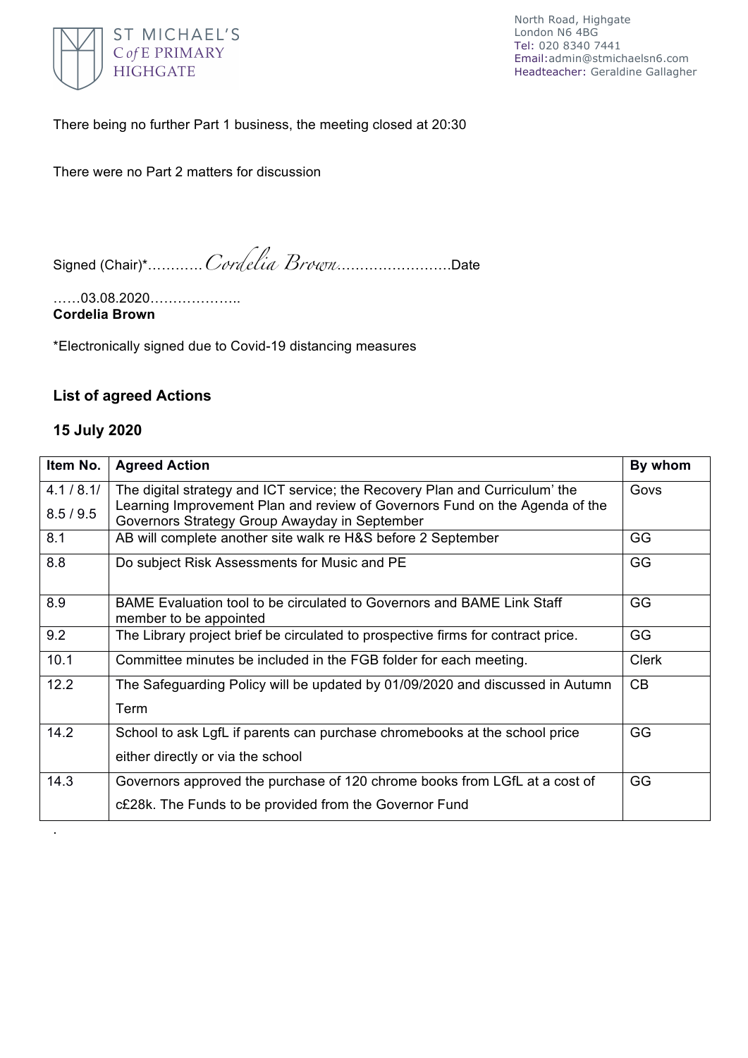There being no further Part 1 business, the meeting closed at 20:30

There were no Part 2 matters for discussion

Signed (Chair)*…………Cordelia Brown…………………….Date

……03.08.2020………………..
**Cordelia Brown**

*Electronically signed due to Covid-19 distancing measures

### List of agreed Actions

### 15 July 2020

| Item No. | Agreed Action | By whom |
|---|---|---|
| 4.1 / 8.1/ 8.5 / 9.5 | The digital strategy and ICT service; the Recovery Plan and Curriculum' the Learning Improvement Plan and review of Governors Fund on the Agenda of the Governors Strategy Group Awayday in September | Govs |
| 8.1 | AB will complete another site walk re H&S before 2 September | GG |
| 8.8 | Do subject Risk Assessments for Music and PE | GG |
| 8.9 | BAME Evaluation tool to be circulated to Governors and BAME Link Staff member to be appointed | GG |
| 9.2 | The Library project brief be circulated to prospective firms for contract price. | GG |
| 10.1 | Committee minutes be included in the FGB folder for each meeting. | Clerk |
| 12.2 | The Safeguarding Policy will be updated by 01/09/2020 and discussed in Autumn Term | CB |
| 14.2 | School to ask LgfL if parents can purchase chromebooks at the school price either directly or via the school | GG |
| 14.3 | Governors approved the purchase of 120 chrome books from LGfL at a cost of c£28k. The Funds to be provided from the Governor Fund | GG |